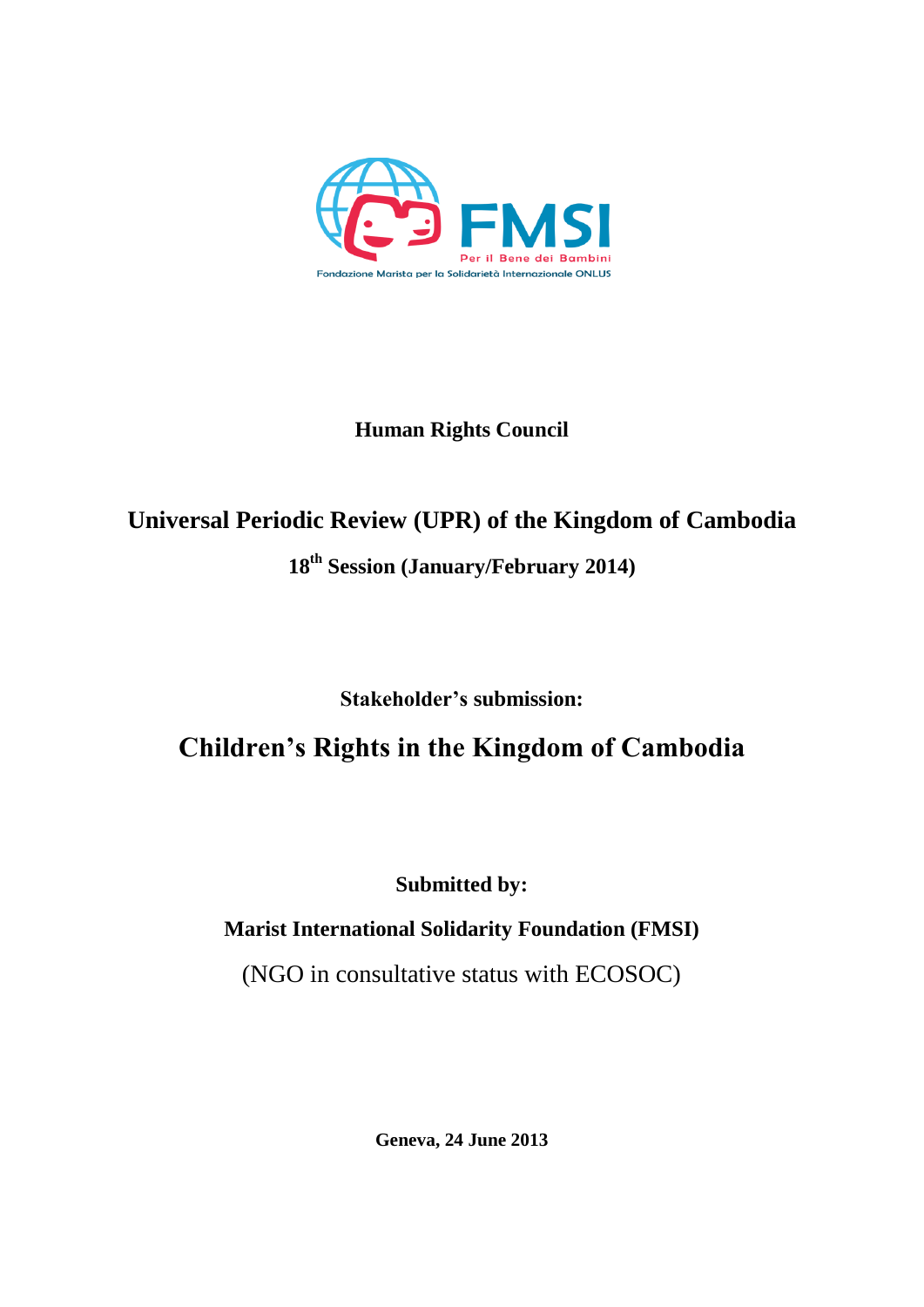FMSI

Per il Bene dei Bambini

Fondazione Marista per la Solidarietà Internazionale ONLUS

**Human Rights Council**

# Universal Periodic Review (UPR) of the Kingdom of Cambodia

**18th Session (January/February 2014)**

**Stakeholder's submission:**

# Children's Rights in the Kingdom of Cambodia

**Submitted by:**

**Marist International Solidarity Foundation (FMSI)**

(NGO in consultative status with ECOSOC)

**Geneva, 24 June 2013**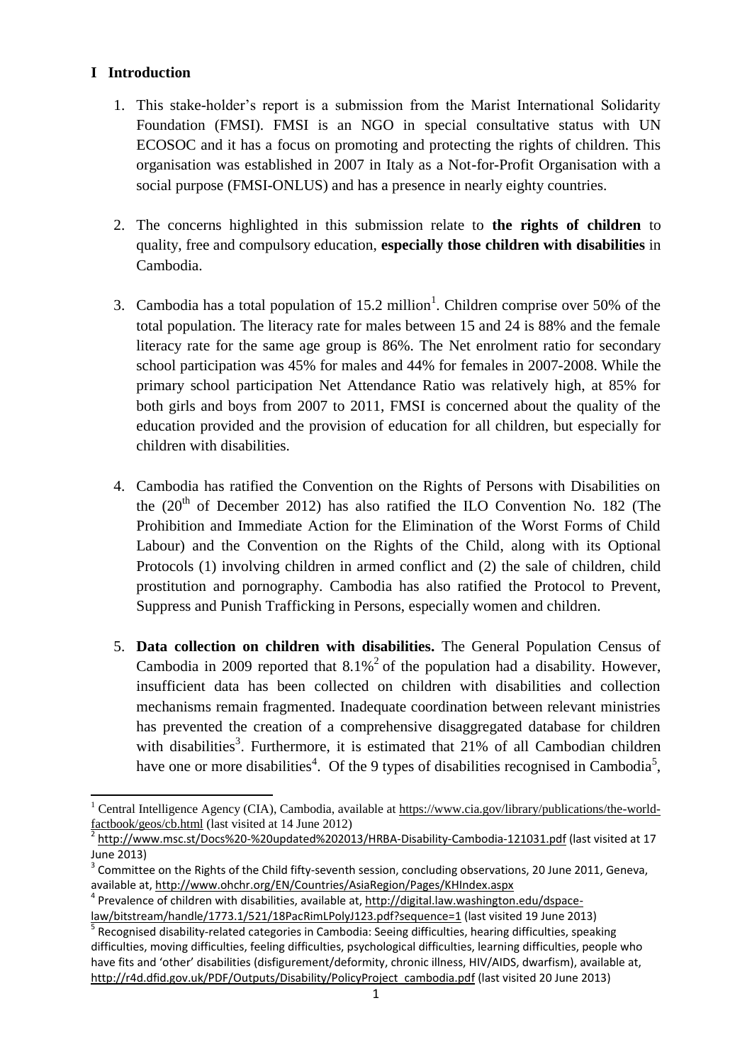## I Introduction

1. This stake-holder's report is a submission from the Marist International Solidarity Foundation (FMSI). FMSI is an NGO in special consultative status with UN ECOSOC and it has a focus on promoting and protecting the rights of children. This organisation was established in 2007 in Italy as a Not-for-Profit Organisation with a social purpose (FMSI-ONLUS) and has a presence in nearly eighty countries.

2. The concerns highlighted in this submission relate to **the rights of children** to quality, free and compulsory education, **especially those children with disabilities** in Cambodia.

3. Cambodia has a total population of 15.2 million[1]. Children comprise over 50% of the total population. The literacy rate for males between 15 and 24 is 88% and the female literacy rate for the same age group is 86%. The Net enrolment ratio for secondary school participation was 45% for males and 44% for females in 2007-2008. While the primary school participation Net Attendance Ratio was relatively high, at 85% for both girls and boys from 2007 to 2011, FMSI is concerned about the quality of the education provided and the provision of education for all children, but especially for children with disabilities.

4. Cambodia has ratified the Convention on the Rights of Persons with Disabilities on the (20th of December 2012) has also ratified the ILO Convention No. 182 (The Prohibition and Immediate Action for the Elimination of the Worst Forms of Child Labour) and the Convention on the Rights of the Child, along with its Optional Protocols (1) involving children in armed conflict and (2) the sale of children, child prostitution and pornography. Cambodia has also ratified the Protocol to Prevent, Suppress and Punish Trafficking in Persons, especially women and children.

5. **Data collection on children with disabilities.** The General Population Census of Cambodia in 2009 reported that 8.1%[2] of the population had a disability. However, insufficient data has been collected on children with disabilities and collection mechanisms remain fragmented. Inadequate coordination between relevant ministries has prevented the creation of a comprehensive disaggregated database for children with disabilities[3]. Furthermore, it is estimated that 21% of all Cambodian children have one or more disabilities[4]. Of the 9 types of disabilities recognised in Cambodia[5],

---

[1] Central Intelligence Agency (CIA), Cambodia, available at https://www.cia.gov/library/publications/the-world-factbook/geos/cb.html (last visited at 14 June 2012)

[2] http://www.msc.st/Docs%20-%20updated%202013/HRBA-Disability-Cambodia-121031.pdf (last visited at 17 June 2013)

[3] Committee on the Rights of the Child fifty-seventh session, concluding observations, 20 June 2011, Geneva, available at, http://www.ohchr.org/EN/Countries/AsiaRegion/Pages/KHIndex.aspx

[4] Prevalence of children with disabilities, available at, http://digital.law.washington.edu/dspace-law/bitstream/handle/1773.1/521/18PacRimLPolyJ123.pdf?sequence=1 (last visited 19 June 2013)

[5] Recognised disability-related categories in Cambodia: Seeing difficulties, hearing difficulties, speaking difficulties, moving difficulties, feeling difficulties, psychological difficulties, learning difficulties, people who have fits and 'other' disabilities (disfigurement/deformity, chronic illness, HIV/AIDS, dwarfism), available at, http://r4d.dfid.gov.uk/PDF/Outputs/Disability/PolicyProject_cambodia.pdf (last visited 20 June 2013)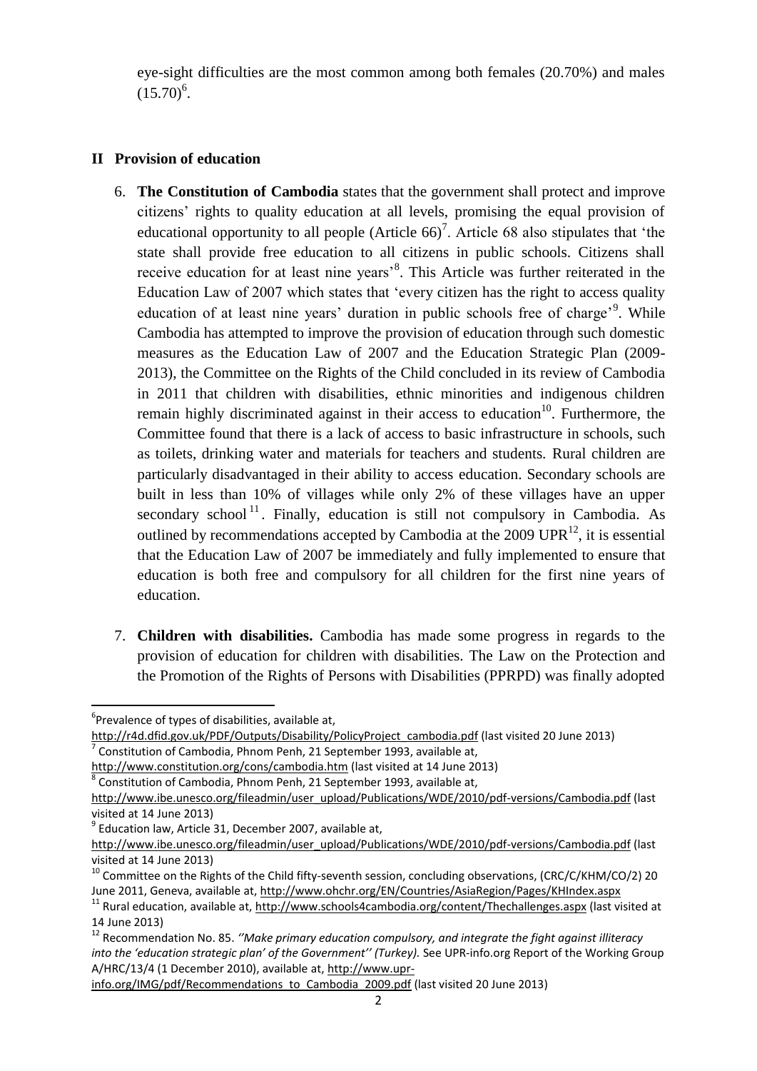eye-sight difficulties are the most common among both females (20.70%) and males (15.70)[6].

## II Provision of education

6. **The Constitution of Cambodia** states that the government shall protect and improve citizens' rights to quality education at all levels, promising the equal provision of educational opportunity to all people (Article 66)[7]. Article 68 also stipulates that 'the state shall provide free education to all citizens in public schools. Citizens shall receive education for at least nine years'[8]. This Article was further reiterated in the Education Law of 2007 which states that 'every citizen has the right to access quality education of at least nine years' duration in public schools free of charge'[9]. While Cambodia has attempted to improve the provision of education through such domestic measures as the Education Law of 2007 and the Education Strategic Plan (2009-2013), the Committee on the Rights of the Child concluded in its review of Cambodia in 2011 that children with disabilities, ethnic minorities and indigenous children remain highly discriminated against in their access to education[10]. Furthermore, the Committee found that there is a lack of access to basic infrastructure in schools, such as toilets, drinking water and materials for teachers and students. Rural children are particularly disadvantaged in their ability to access education. Secondary schools are built in less than 10% of villages while only 2% of these villages have an upper secondary school[11]. Finally, education is still not compulsory in Cambodia. As outlined by recommendations accepted by Cambodia at the 2009 UPR[12], it is essential that the Education Law of 2007 be immediately and fully implemented to ensure that education is both free and compulsory for all children for the first nine years of education.

7. **Children with disabilities.** Cambodia has made some progress in regards to the provision of education for children with disabilities. The Law on the Protection and the Promotion of the Rights of Persons with Disabilities (PPRPD) was finally adopted

---

[6] Prevalence of types of disabilities, available at, http://r4d.dfid.gov.uk/PDF/Outputs/Disability/PolicyProject_cambodia.pdf (last visited 20 June 2013)

[7] Constitution of Cambodia, Phnom Penh, 21 September 1993, available at, http://www.constitution.org/cons/cambodia.htm (last visited at 14 June 2013)

[8] Constitution of Cambodia, Phnom Penh, 21 September 1993, available at, http://www.ibe.unesco.org/fileadmin/user_upload/Publications/WDE/2010/pdf-versions/Cambodia.pdf (last visited at 14 June 2013)

[9] Education law, Article 31, December 2007, available at, http://www.ibe.unesco.org/fileadmin/user_upload/Publications/WDE/2010/pdf-versions/Cambodia.pdf (last visited at 14 June 2013)

[10] Committee on the Rights of the Child fifty-seventh session, concluding observations, (CRC/C/KHM/CO/2) 20 June 2011, Geneva, available at, http://www.ohchr.org/EN/Countries/AsiaRegion/Pages/KHIndex.aspx

[11] Rural education, available at, http://www.schools4cambodia.org/content/Thechallenges.aspx (last visited at 14 June 2013)

[12] Recommendation No. 85. *''Make primary education compulsory, and integrate the fight against illiteracy into the 'education strategic plan' of the Government'' (Turkey).* See UPR-info.org Report of the Working Group A/HRC/13/4 (1 December 2010), available at, http://www.upr-info.org/IMG/pdf/Recommendations_to_Cambodia_2009.pdf (last visited 20 June 2013)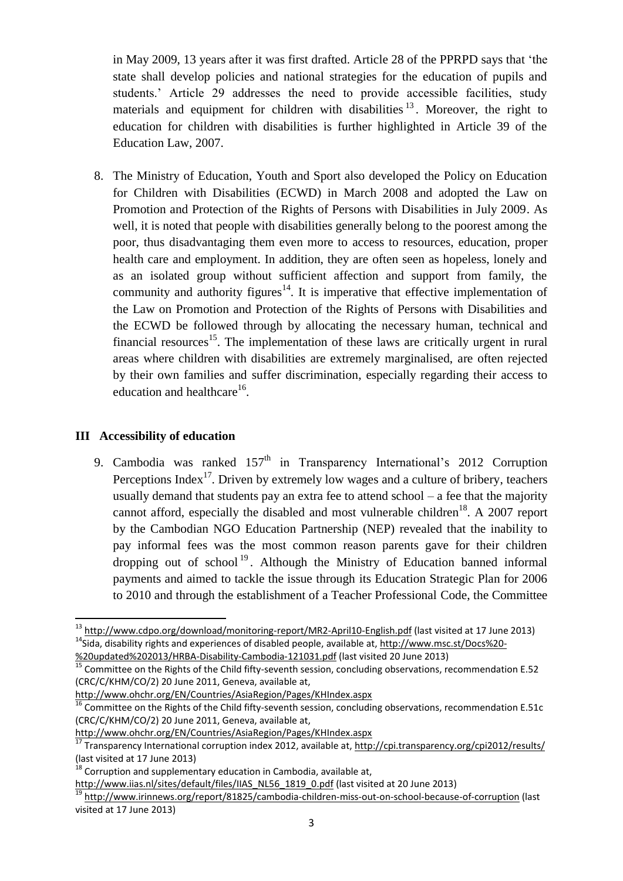in May 2009, 13 years after it was first drafted. Article 28 of the PPRPD says that 'the state shall develop policies and national strategies for the education of pupils and students.' Article 29 addresses the need to provide accessible facilities, study materials and equipment for children with disabilities[13]. Moreover, the right to education for children with disabilities is further highlighted in Article 39 of the Education Law, 2007.

8. The Ministry of Education, Youth and Sport also developed the Policy on Education for Children with Disabilities (ECWD) in March 2008 and adopted the Law on Promotion and Protection of the Rights of Persons with Disabilities in July 2009. As well, it is noted that people with disabilities generally belong to the poorest among the poor, thus disadvantaging them even more to access to resources, education, proper health care and employment. In addition, they are often seen as hopeless, lonely and as an isolated group without sufficient affection and support from family, the community and authority figures[14]. It is imperative that effective implementation of the Law on Promotion and Protection of the Rights of Persons with Disabilities and the ECWD be followed through by allocating the necessary human, technical and financial resources[15]. The implementation of these laws are critically urgent in rural areas where children with disabilities are extremely marginalised, are often rejected by their own families and suffer discrimination, especially regarding their access to education and healthcare[16].

## III Accessibility of education

9. Cambodia was ranked 157th in Transparency International's 2012 Corruption Perceptions Index[17]. Driven by extremely low wages and a culture of bribery, teachers usually demand that students pay an extra fee to attend school – a fee that the majority cannot afford, especially the disabled and most vulnerable children[18]. A 2007 report by the Cambodian NGO Education Partnership (NEP) revealed that the inability to pay informal fees was the most common reason parents gave for their children dropping out of school[19]. Although the Ministry of Education banned informal payments and aimed to tackle the issue through its Education Strategic Plan for 2006 to 2010 and through the establishment of a Teacher Professional Code, the Committee

---

[13] http://www.cdpo.org/download/monitoring-report/MR2-April10-English.pdf (last visited at 17 June 2013)

[14] Sida, disability rights and experiences of disabled people, available at, http://www.msc.st/Docs%20-%20updated%202013/HRBA-Disability-Cambodia-121031.pdf (last visited 20 June 2013)

[15] Committee on the Rights of the Child fifty-seventh session, concluding observations, recommendation E.52 (CRC/C/KHM/CO/2) 20 June 2011, Geneva, available at, http://www.ohchr.org/EN/Countries/AsiaRegion/Pages/KHIndex.aspx

[16] Committee on the Rights of the Child fifty-seventh session, concluding observations, recommendation E.51c (CRC/C/KHM/CO/2) 20 June 2011, Geneva, available at, http://www.ohchr.org/EN/Countries/AsiaRegion/Pages/KHIndex.aspx

[17] Transparency International corruption index 2012, available at, http://cpi.transparency.org/cpi2012/results/ (last visited at 17 June 2013)

[18] Corruption and supplementary education in Cambodia, available at, http://www.iias.nl/sites/default/files/IIAS_NL56_1819_0.pdf (last visited at 20 June 2013)

[19] http://www.irinnews.org/report/81825/cambodia-children-miss-out-on-school-because-of-corruption (last visited at 17 June 2013)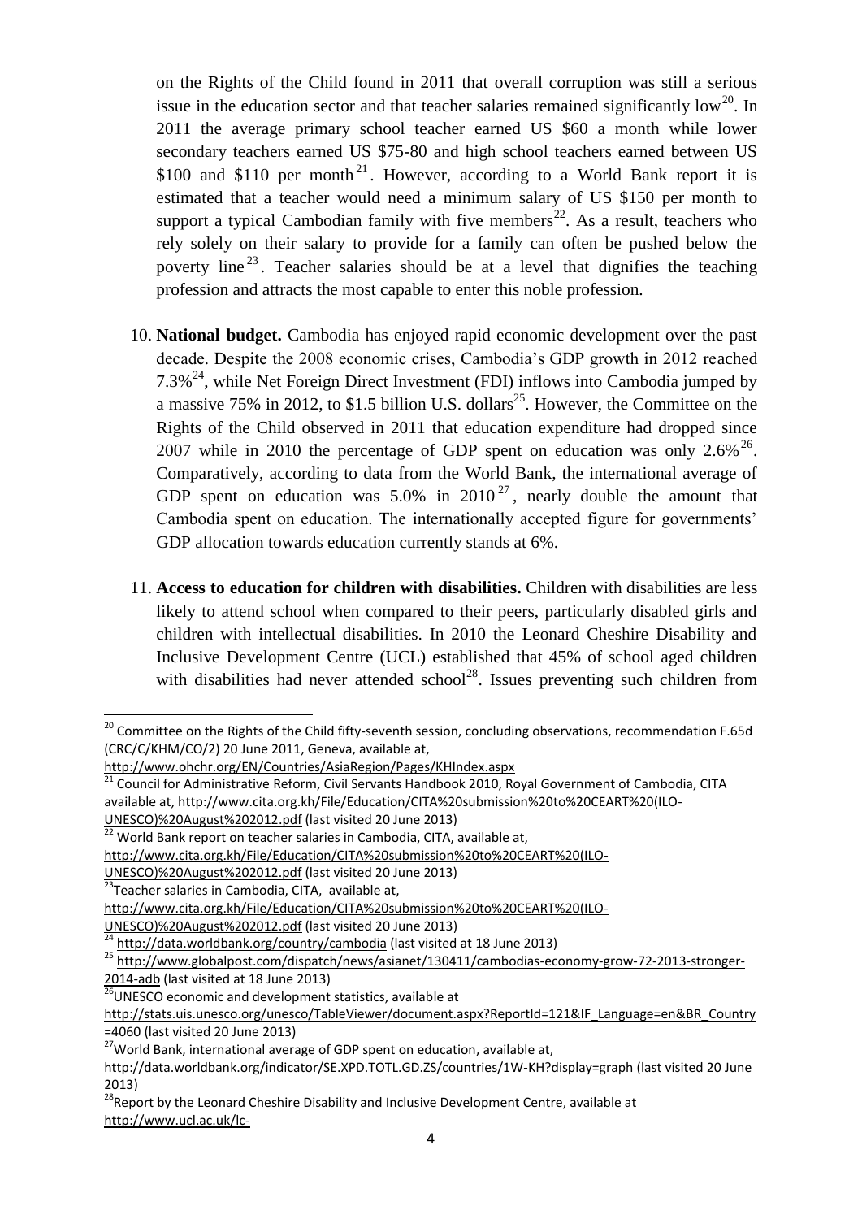on the Rights of the Child found in 2011 that overall corruption was still a serious issue in the education sector and that teacher salaries remained significantly low[20]. In 2011 the average primary school teacher earned US $60 a month while lower secondary teachers earned US $75-80 and high school teachers earned between US $100 and $110 per month[21]. However, according to a World Bank report it is estimated that a teacher would need a minimum salary of US $150 per month to support a typical Cambodian family with five members[22]. As a result, teachers who rely solely on their salary to provide for a family can often be pushed below the poverty line[23]. Teacher salaries should be at a level that dignifies the teaching profession and attracts the most capable to enter this noble profession.

10. **National budget.** Cambodia has enjoyed rapid economic development over the past decade. Despite the 2008 economic crises, Cambodia's GDP growth in 2012 reached 7.3%[24], while Net Foreign Direct Investment (FDI) inflows into Cambodia jumped by a massive 75% in 2012, to $1.5 billion U.S. dollars[25]. However, the Committee on the Rights of the Child observed in 2011 that education expenditure had dropped since 2007 while in 2010 the percentage of GDP spent on education was only 2.6%[26]. Comparatively, according to data from the World Bank, the international average of GDP spent on education was 5.0% in 2010[27], nearly double the amount that Cambodia spent on education. The internationally accepted figure for governments' GDP allocation towards education currently stands at 6%.

11. **Access to education for children with disabilities.** Children with disabilities are less likely to attend school when compared to their peers, particularly disabled girls and children with intellectual disabilities. In 2010 the Leonard Cheshire Disability and Inclusive Development Centre (UCL) established that 45% of school aged children with disabilities had never attended school[28]. Issues preventing such children from

---

[20] Committee on the Rights of the Child fifty-seventh session, concluding observations, recommendation F.65d (CRC/C/KHM/CO/2) 20 June 2011, Geneva, available at, http://www.ohchr.org/EN/Countries/AsiaRegion/Pages/KHIndex.aspx

[21] Council for Administrative Reform, Civil Servants Handbook 2010, Royal Government of Cambodia, CITA available at, http://www.cita.org.kh/File/Education/CITA%20submission%20to%20CEART%20(ILO-UNESCO)%20August%202012.pdf (last visited 20 June 2013)

[22] World Bank report on teacher salaries in Cambodia, CITA, available at, http://www.cita.org.kh/File/Education/CITA%20submission%20to%20CEART%20(ILO-UNESCO)%20August%202012.pdf (last visited 20 June 2013)

[23] Teacher salaries in Cambodia, CITA, available at, http://www.cita.org.kh/File/Education/CITA%20submission%20to%20CEART%20(ILO-UNESCO)%20August%202012.pdf (last visited 20 June 2013)

[24] http://data.worldbank.org/country/cambodia (last visited at 18 June 2013)

[25] http://www.globalpost.com/dispatch/news/asianet/130411/cambodias-economy-grow-72-2013-stronger-2014-adb (last visited at 18 June 2013)

[26] UNESCO economic and development statistics, available at http://stats.uis.unesco.org/unesco/TableViewer/document.aspx?ReportId=121&IF_Language=en&BR_Country=4060 (last visited 20 June 2013)

[27] World Bank, international average of GDP spent on education, available at, http://data.worldbank.org/indicator/SE.XPD.TOTL.GD.ZS/countries/1W-KH?display=graph (last visited 20 June 2013)

[28] Report by the Leonard Cheshire Disability and Inclusive Development Centre, available at http://www.ucl.ac.uk/lc-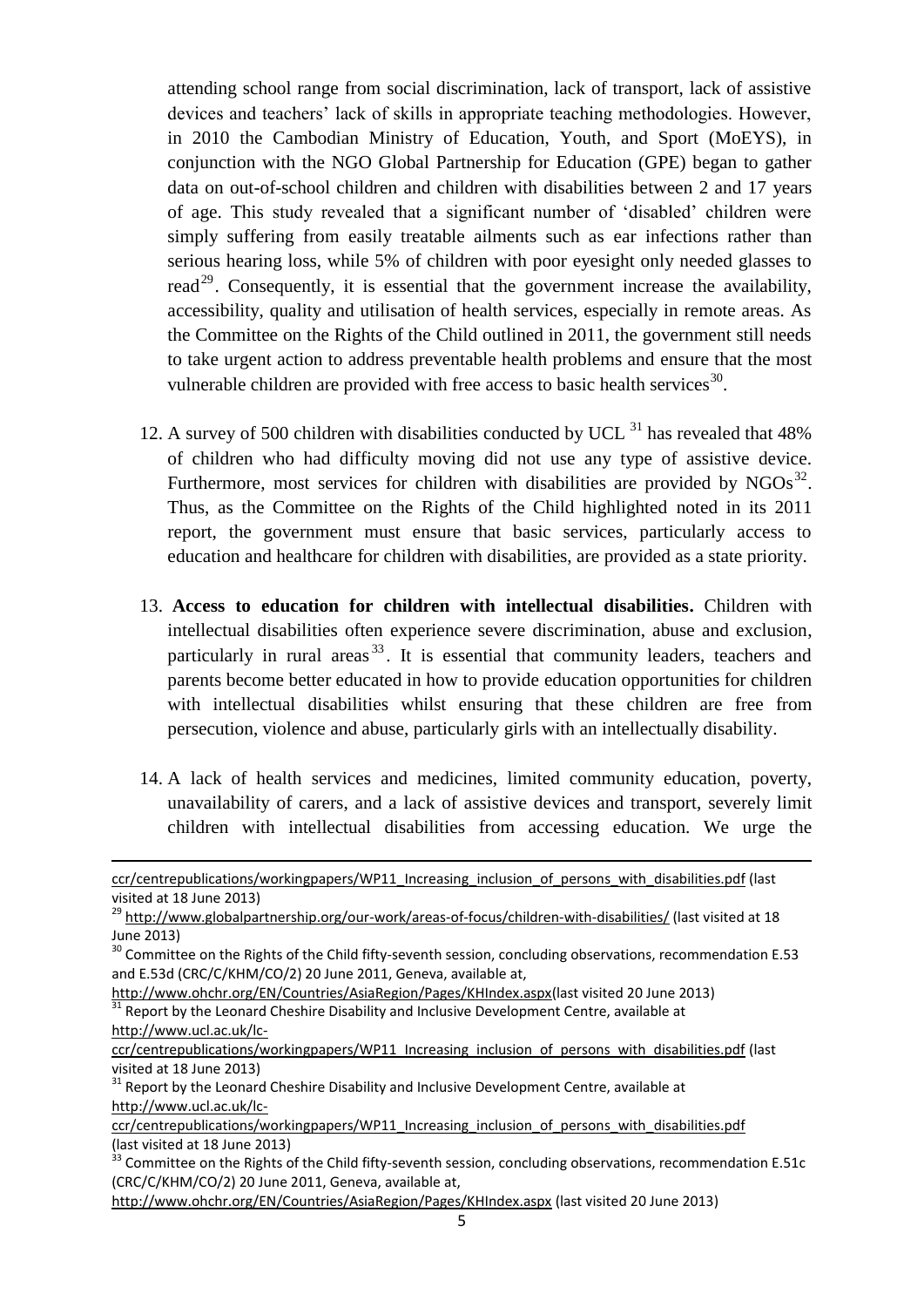attending school range from social discrimination, lack of transport, lack of assistive devices and teachers' lack of skills in appropriate teaching methodologies. However, in 2010 the Cambodian Ministry of Education, Youth, and Sport (MoEYS), in conjunction with the NGO Global Partnership for Education (GPE) began to gather data on out-of-school children and children with disabilities between 2 and 17 years of age. This study revealed that a significant number of 'disabled' children were simply suffering from easily treatable ailments such as ear infections rather than serious hearing loss, while 5% of children with poor eyesight only needed glasses to read[29]. Consequently, it is essential that the government increase the availability, accessibility, quality and utilisation of health services, especially in remote areas. As the Committee on the Rights of the Child outlined in 2011, the government still needs to take urgent action to address preventable health problems and ensure that the most vulnerable children are provided with free access to basic health services[30].

12. A survey of 500 children with disabilities conducted by UCL [31] has revealed that 48% of children who had difficulty moving did not use any type of assistive device. Furthermore, most services for children with disabilities are provided by NGOs[32]. Thus, as the Committee on the Rights of the Child highlighted noted in its 2011 report, the government must ensure that basic services, particularly access to education and healthcare for children with disabilities, are provided as a state priority.

13. **Access to education for children with intellectual disabilities.** Children with intellectual disabilities often experience severe discrimination, abuse and exclusion, particularly in rural areas[33]. It is essential that community leaders, teachers and parents become better educated in how to provide education opportunities for children with intellectual disabilities whilst ensuring that these children are free from persecution, violence and abuse, particularly girls with an intellectually disability.

14. A lack of health services and medicines, limited community education, poverty, unavailability of carers, and a lack of assistive devices and transport, severely limit children with intellectual disabilities from accessing education. We urge the

---

ccr/centrepublications/workingpapers/WP11_Increasing_inclusion_of_persons_with_disabilities.pdf (last visited at 18 June 2013)

[29] http://www.globalpartnership.org/our-work/areas-of-focus/children-with-disabilities/ (last visited at 18 June 2013)

[30] Committee on the Rights of the Child fifty-seventh session, concluding observations, recommendation E.53 and E.53d (CRC/C/KHM/CO/2) 20 June 2011, Geneva, available at, http://www.ohchr.org/EN/Countries/AsiaRegion/Pages/KHIndex.aspx(last visited 20 June 2013)

[31] Report by the Leonard Cheshire Disability and Inclusive Development Centre, available at http://www.ucl.ac.uk/lc-ccr/centrepublications/workingpapers/WP11_Increasing_inclusion_of_persons_with_disabilities.pdf (last visited at 18 June 2013)

[31] Report by the Leonard Cheshire Disability and Inclusive Development Centre, available at http://www.ucl.ac.uk/lc-ccr/centrepublications/workingpapers/WP11_Increasing_inclusion_of_persons_with_disabilities.pdf (last visited at 18 June 2013)

[33] Committee on the Rights of the Child fifty-seventh session, concluding observations, recommendation E.51c (CRC/C/KHM/CO/2) 20 June 2011, Geneva, available at, http://www.ohchr.org/EN/Countries/AsiaRegion/Pages/KHIndex.aspx (last visited 20 June 2013)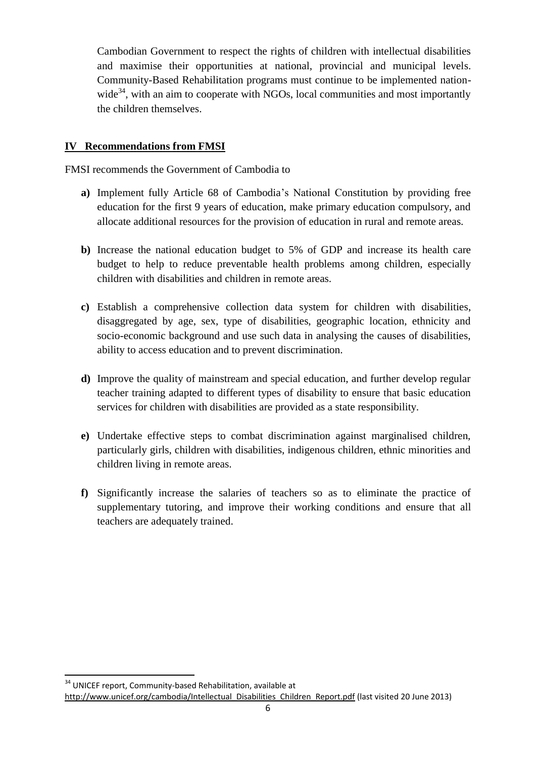Cambodian Government to respect the rights of children with intellectual disabilities and maximise their opportunities at national, provincial and municipal levels. Community-Based Rehabilitation programs must continue to be implemented nation-wide[34], with an aim to cooperate with NGOs, local communities and most importantly the children themselves.

## IV Recommendations from FMSI

FMSI recommends the Government of Cambodia to

**a)** Implement fully Article 68 of Cambodia's National Constitution by providing free education for the first 9 years of education, make primary education compulsory, and allocate additional resources for the provision of education in rural and remote areas.

**b)** Increase the national education budget to 5% of GDP and increase its health care budget to help to reduce preventable health problems among children, especially children with disabilities and children in remote areas.

**c)** Establish a comprehensive collection data system for children with disabilities, disaggregated by age, sex, type of disabilities, geographic location, ethnicity and socio-economic background and use such data in analysing the causes of disabilities, ability to access education and to prevent discrimination.

**d)** Improve the quality of mainstream and special education, and further develop regular teacher training adapted to different types of disability to ensure that basic education services for children with disabilities are provided as a state responsibility.

**e)** Undertake effective steps to combat discrimination against marginalised children, particularly girls, children with disabilities, indigenous children, ethnic minorities and children living in remote areas.

**f)** Significantly increase the salaries of teachers so as to eliminate the practice of supplementary tutoring, and improve their working conditions and ensure that all teachers are adequately trained.

---

[34] UNICEF report, Community-based Rehabilitation, available at http://www.unicef.org/cambodia/Intellectual_Disabilities_Children_Report.pdf (last visited 20 June 2013)